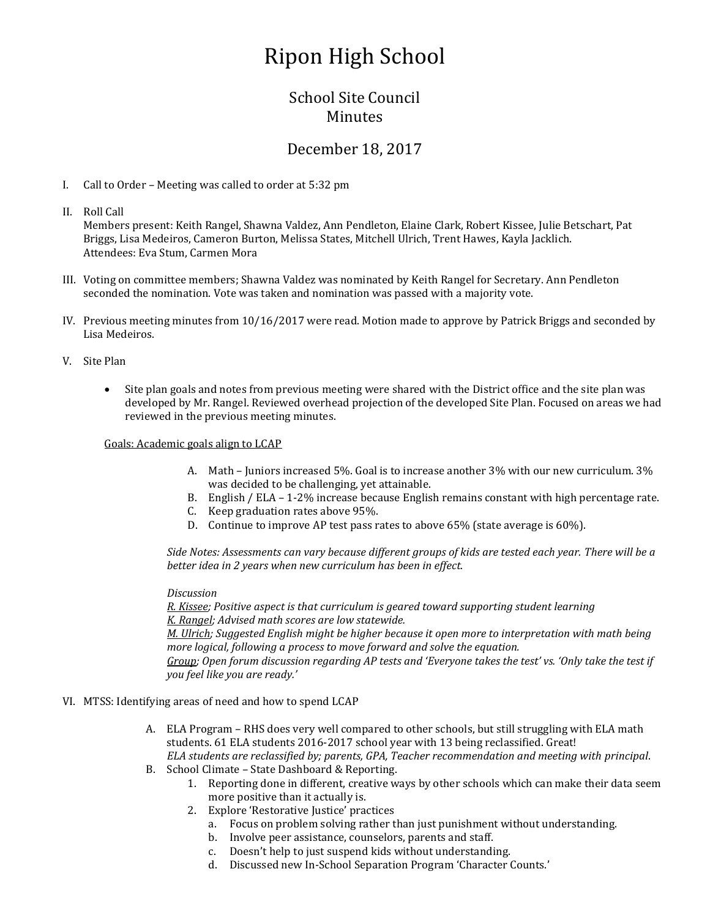# Ripon High School

## School Site Council
## Minutes

## December 18, 2017

I. Call to Order – Meeting was called to order at 5:32 pm

II. Roll Call
Members present: Keith Rangel, Shawna Valdez, Ann Pendleton, Elaine Clark, Robert Kissee, Julie Betschart, Pat Briggs, Lisa Medeiros, Cameron Burton, Melissa States, Mitchell Ulrich, Trent Hawes, Kayla Jacklich.
Attendees: Eva Stum, Carmen Mora

III. Voting on committee members; Shawna Valdez was nominated by Keith Rangel for Secretary. Ann Pendleton seconded the nomination. Vote was taken and nomination was passed with a majority vote.

IV. Previous meeting minutes from 10/16/2017 were read. Motion made to approve by Patrick Briggs and seconded by Lisa Medeiros.

V. Site Plan

- Site plan goals and notes from previous meeting were shared with the District office and the site plan was developed by Mr. Rangel. Reviewed overhead projection of the developed Site Plan. Focused on areas we had reviewed in the previous meeting minutes.

<u>Goals: Academic goals align to LCAP</u>

A. Math – Juniors increased 5%. Goal is to increase another 3% with our new curriculum. 3% was decided to be challenging, yet attainable.
B. English / ELA – 1-2% increase because English remains constant with high percentage rate.
C. Keep graduation rates above 95%.
D. Continue to improve AP test pass rates to above 65% (state average is 60%).

*Side Notes: Assessments can vary because different groups of kids are tested each year. There will be a better idea in 2 years when new curriculum has been in effect.*

*Discussion*
*<u>R. Kissee</u>; Positive aspect is that curriculum is geared toward supporting student learning*
*<u>K. Rangel</u>; Advised math scores are low statewide.*
*<u>M. Ulrich</u>; Suggested English might be higher because it open more to interpretation with math being more logical, following a process to move forward and solve the equation.*
*<u>Group</u>; Open forum discussion regarding AP tests and 'Everyone takes the test' vs. 'Only take the test if you feel like you are ready.'*

VI. MTSS: Identifying areas of need and how to spend LCAP

A. ELA Program – RHS does very well compared to other schools, but still struggling with ELA math students. 61 ELA students 2016-2017 school year with 13 being reclassified. Great!
*ELA students are reclassified by; parents, GPA, Teacher recommendation and meeting with principal.*
B. School Climate – State Dashboard & Reporting.
   1. Reporting done in different, creative ways by other schools which can make their data seem more positive than it actually is.
   2. Explore 'Restorative Justice' practices
      a. Focus on problem solving rather than just punishment without understanding.
      b. Involve peer assistance, counselors, parents and staff.
      c. Doesn't help to just suspend kids without understanding.
      d. Discussed new In-School Separation Program 'Character Counts.'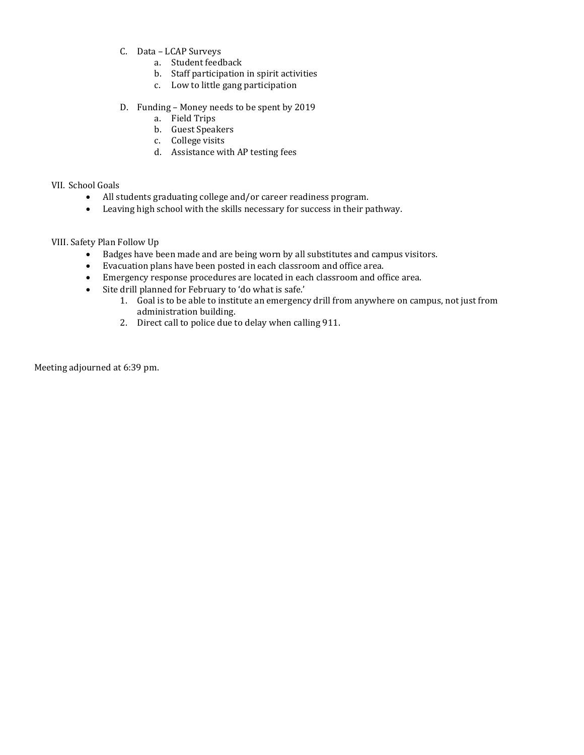C. Data – LCAP Surveys
   a. Student feedback
   b. Staff participation in spirit activities
   c. Low to little gang participation

D. Funding – Money needs to be spent by 2019
   a. Field Trips
   b. Guest Speakers
   c. College visits
   d. Assistance with AP testing fees

VII. School Goals

- All students graduating college and/or career readiness program.
- Leaving high school with the skills necessary for success in their pathway.

VIII. Safety Plan Follow Up

- Badges have been made and are being worn by all substitutes and campus visitors.
- Evacuation plans have been posted in each classroom and office area.
- Emergency response procedures are located in each classroom and office area.
- Site drill planned for February to 'do what is safe.'
    1. Goal is to be able to institute an emergency drill from anywhere on campus, not just from administration building.
    2. Direct call to police due to delay when calling 911.

Meeting adjourned at 6:39 pm.